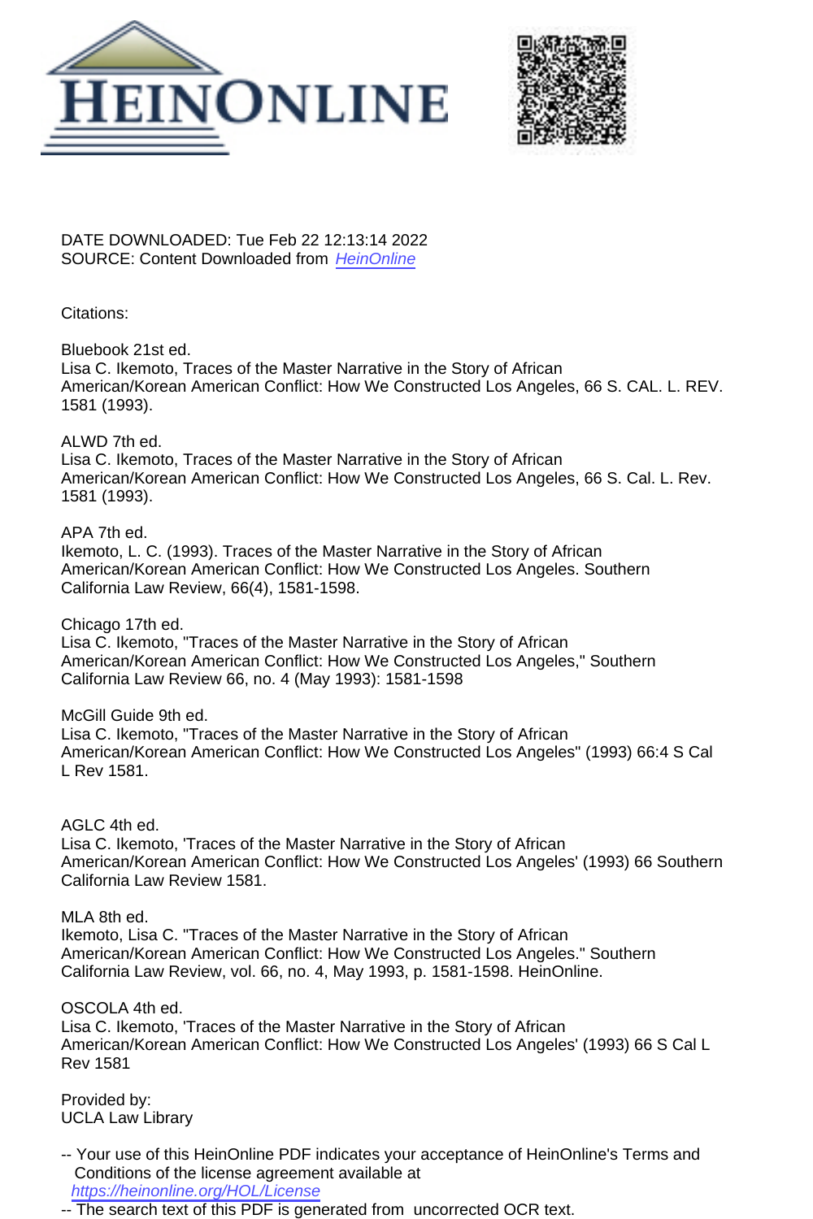DATE DOWNLOADED: Tue Feb 22 12:13:14 2022
SOURCE: Content Downloaded from [HeinOnline](https://heinonline.org)

Citations:

Bluebook 21st ed.
Lisa C. Ikemoto, Traces of the Master Narrative in the Story of African American/Korean American Conflict: How We Constructed Los Angeles, 66 S. CAL. L. REV. 1581 (1993).

ALWD 7th ed.
Lisa C. Ikemoto, Traces of the Master Narrative in the Story of African American/Korean American Conflict: How We Constructed Los Angeles, 66 S. Cal. L. Rev. 1581 (1993).

APA 7th ed.
Ikemoto, L. C. (1993). Traces of the Master Narrative in the Story of African American/Korean American Conflict: How We Constructed Los Angeles. Southern California Law Review, 66(4), 1581-1598.

Chicago 17th ed.
Lisa C. Ikemoto, "Traces of the Master Narrative in the Story of African American/Korean American Conflict: How We Constructed Los Angeles," Southern California Law Review 66, no. 4 (May 1993): 1581-1598

McGill Guide 9th ed.
Lisa C. Ikemoto, "Traces of the Master Narrative in the Story of African American/Korean American Conflict: How We Constructed Los Angeles" (1993) 66:4 S Cal L Rev 1581.

AGLC 4th ed.
Lisa C. Ikemoto, 'Traces of the Master Narrative in the Story of African American/Korean American Conflict: How We Constructed Los Angeles' (1993) 66 Southern California Law Review 1581.

MLA 8th ed.
Ikemoto, Lisa C. "Traces of the Master Narrative in the Story of African American/Korean American Conflict: How We Constructed Los Angeles." Southern California Law Review, vol. 66, no. 4, May 1993, p. 1581-1598. HeinOnline.

OSCOLA 4th ed.
Lisa C. Ikemoto, 'Traces of the Master Narrative in the Story of African American/Korean American Conflict: How We Constructed Los Angeles' (1993) 66 S Cal L Rev 1581

Provided by:
UCLA Law Library

-- Your use of this HeinOnline PDF indicates your acceptance of HeinOnline's Terms and Conditions of the license agreement available at [https://heinonline.org/HOL/License](https://heinonline.org/HOL/License)
-- The search text of this PDF is generated from uncorrected OCR text.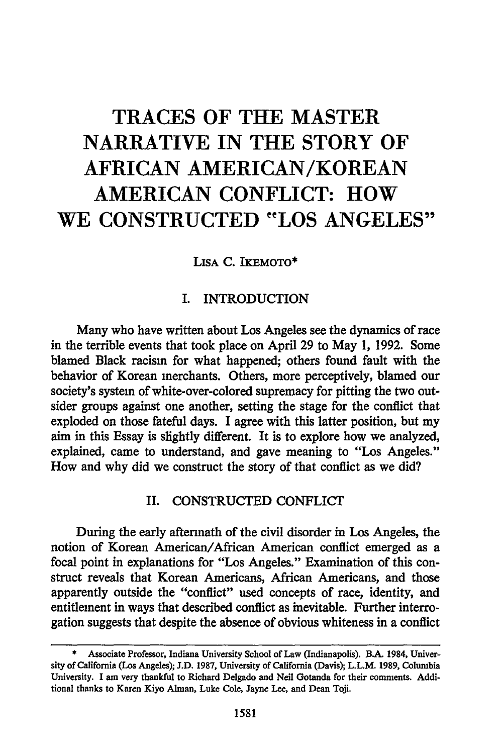// TRACES OF THE MASTER NARRATIVE IN THE STORY OF AFRICAN AMERICAN/KOREAN AMERICAN CONFLICT: HOW WE CONSTRUCTED "LOS ANGELES"

LISA C. IKEMOTO*

## I. INTRODUCTION

Many who have written about Los Angeles see the dynamics of race in the terrible events that took place on April 29 to May 1, 1992. Some blamed Black racism for what happened; others found fault with the behavior of Korean merchants. Others, more perceptively, blamed our society's system of white-over-colored supremacy for pitting the two outsider groups against one another, setting the stage for the conflict that exploded on those fateful days. I agree with this latter position, but my aim in this Essay is slightly different. It is to explore how we analyzed, explained, came to understand, and gave meaning to "Los Angeles." How and why did we construct the story of that conflict as we did?

## II. CONSTRUCTED CONFLICT

During the early aftermath of the civil disorder in Los Angeles, the notion of Korean American/African American conflict emerged as a focal point in explanations for "Los Angeles." Examination of this construct reveals that Korean Americans, African Americans, and those apparently outside the "conflict" used concepts of race, identity, and entitlement in ways that described conflict as inevitable. Further interrogation suggests that despite the absence of obvious whiteness in a conflict

---

\* Associate Professor, Indiana University School of Law (Indianapolis). B.A. 1984, University of California (Los Angeles); J.D. 1987, University of California (Davis); L.L.M. 1989, Columbia University. I am very thankful to Richard Delgado and Neil Gotanda for their comments. Additional thanks to Karen Kiyo Alman, Luke Cole, Jayne Lee, and Dean Toji.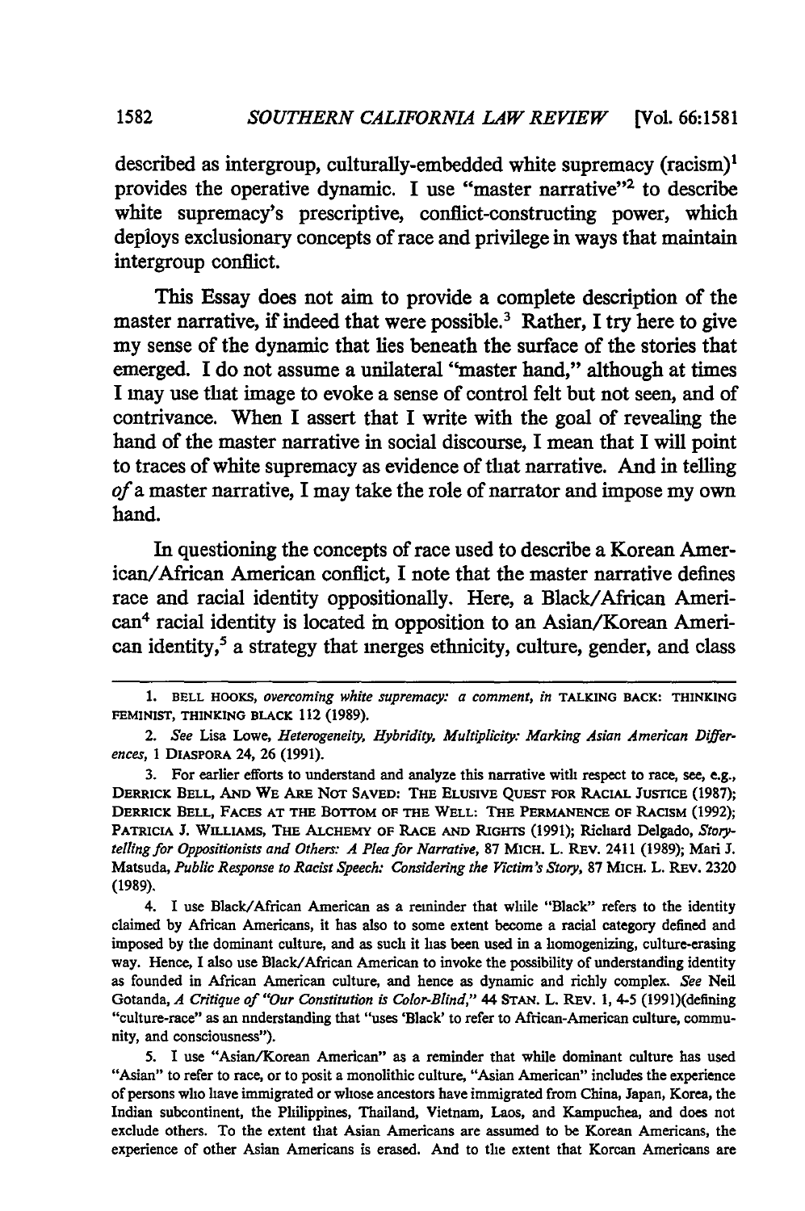described as intergroup, culturally-embedded white supremacy (racism)[1] provides the operative dynamic. I use "master narrative"[2] to describe white supremacy's prescriptive, conflict-constructing power, which deploys exclusionary concepts of race and privilege in ways that maintain intergroup conflict.

This Essay does not aim to provide a complete description of the master narrative, if indeed that were possible.[3] Rather, I try here to give my sense of the dynamic that lies beneath the surface of the stories that emerged. I do not assume a unilateral "master hand," although at times I may use that image to evoke a sense of control felt but not seen, and of contrivance. When I assert that I write with the goal of revealing the hand of the master narrative in social discourse, I mean that I will point to traces of white supremacy as evidence of that narrative. And in telling *of* a master narrative, I may take the role of narrator and impose my own hand.

In questioning the concepts of race used to describe a Korean American/African American conflict, I note that the master narrative defines race and racial identity oppositionally. Here, a Black/African American[4] racial identity is located in opposition to an Asian/Korean American identity,[5] a strategy that merges ethnicity, culture, gender, and class

---

1. BELL HOOKS, *overcoming white supremacy: a comment*, *in* TALKING BACK: THINKING FEMINIST, THINKING BLACK 112 (1989).

2. *See* Lisa Lowe, *Heterogeneity, Hybridity, Multiplicity: Marking Asian American Differences*, 1 DIASPORA 24, 26 (1991).

3. For earlier efforts to understand and analyze this narrative with respect to race, see, e.g., DERRICK BELL, AND WE ARE NOT SAVED: THE ELUSIVE QUEST FOR RACIAL JUSTICE (1987); DERRICK BELL, FACES AT THE BOTTOM OF THE WELL: THE PERMANENCE OF RACISM (1992); PATRICIA J. WILLIAMS, THE ALCHEMY OF RACE AND RIGHTS (1991); Richard Delgado, *Storytelling for Oppositionists and Others: A Plea for Narrative*, 87 MICH. L. REV. 2411 (1989); Mari J. Matsuda, *Public Response to Racist Speech: Considering the Victim's Story*, 87 MICH. L. REV. 2320 (1989).

4. I use Black/African American as a reminder that while "Black" refers to the identity claimed by African Americans, it has also to some extent become a racial category defined and imposed by the dominant culture, and as such it has been used in a homogenizing, culture-erasing way. Hence, I also use Black/African American to invoke the possibility of understanding identity as founded in African American culture, and hence as dynamic and richly complex. *See* Neil Gotanda, *A Critique of "Our Constitution is Color-Blind,"* 44 STAN. L. REV. 1, 4-5 (1991)(defining "culture-race" as an understanding that "uses 'Black' to refer to African-American culture, community, and consciousness").

5. I use "Asian/Korean American" as a reminder that while dominant culture has used "Asian" to refer to race, or to posit a monolithic culture, "Asian American" includes the experience of persons who have immigrated or whose ancestors have immigrated from China, Japan, Korea, the Indian subcontinent, the Philippines, Thailand, Vietnam, Laos, and Kampuchea, and does not exclude others. To the extent that Asian Americans are assumed to be Korean Americans, the experience of other Asian Americans is erased. And to the extent that Korean Americans are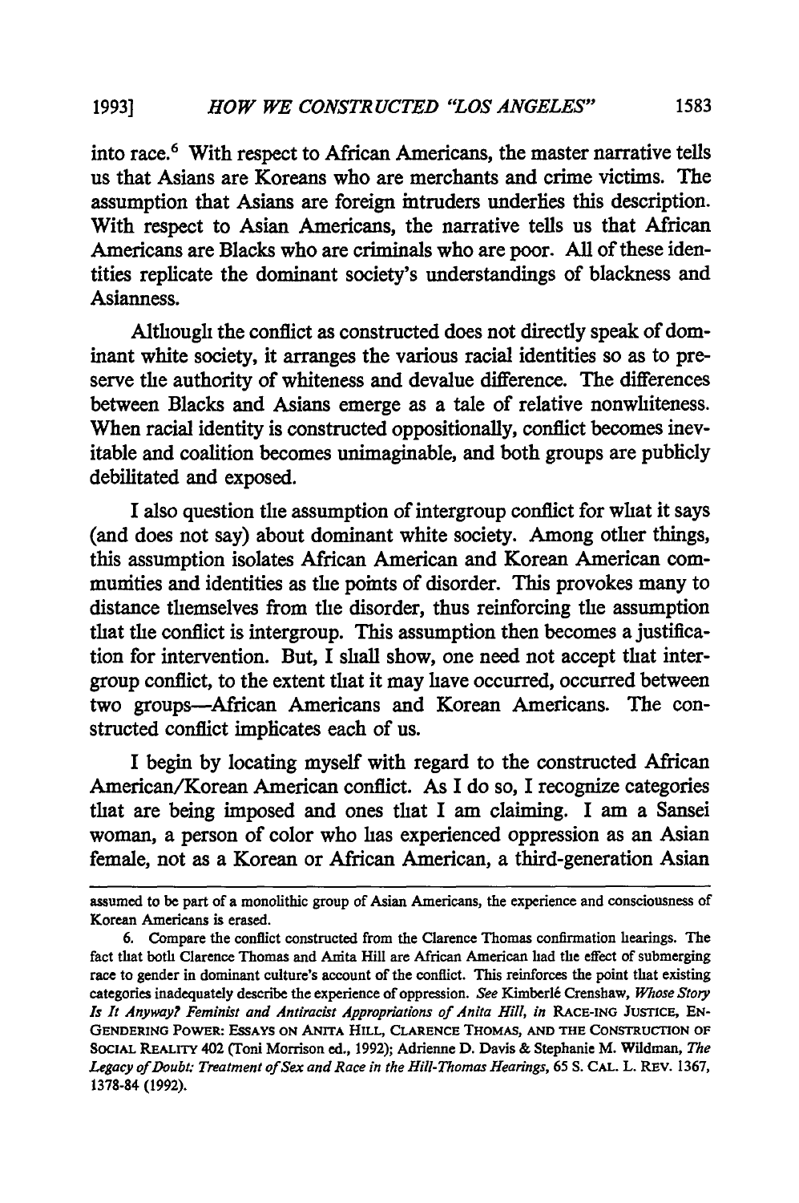into race.[6] With respect to African Americans, the master narrative tells us that Asians are Koreans who are merchants and crime victims. The assumption that Asians are foreign intruders underlies this description. With respect to Asian Americans, the narrative tells us that African Americans are Blacks who are criminals who are poor. All of these identities replicate the dominant society's understandings of blackness and Asianness.

Although the conflict as constructed does not directly speak of dominant white society, it arranges the various racial identities so as to preserve the authority of whiteness and devalue difference. The differences between Blacks and Asians emerge as a tale of relative nonwhiteness. When racial identity is constructed oppositionally, conflict becomes inevitable and coalition becomes unimaginable, and both groups are publicly debilitated and exposed.

I also question the assumption of intergroup conflict for what it says (and does not say) about dominant white society. Among other things, this assumption isolates African American and Korean American communities and identities as the points of disorder. This provokes many to distance themselves from the disorder, thus reinforcing the assumption that the conflict is intergroup. This assumption then becomes a justification for intervention. But, I shall show, one need not accept that intergroup conflict, to the extent that it may have occurred, occurred between two groups—African Americans and Korean Americans. The constructed conflict implicates each of us.

I begin by locating myself with regard to the constructed African American/Korean American conflict. As I do so, I recognize categories that are being imposed and ones that I am claiming. I am a Sansei woman, a person of color who has experienced oppression as an Asian female, not as a Korean or African American, a third-generation Asian

---

assumed to be part of a monolithic group of Asian Americans, the experience and consciousness of Korean Americans is erased.

6. Compare the conflict constructed from the Clarence Thomas confirmation hearings. The fact that both Clarence Thomas and Anita Hill are African American had the effect of submerging race to gender in dominant culture's account of the conflict. This reinforces the point that existing categories inadequately describe the experience of oppression. *See* Kimberlé Crenshaw, *Whose Story Is It Anyway? Feminist and Antiracist Appropriations of Anita Hill*, *in* RACE-ING JUSTICE, EN-GENDERING POWER: ESSAYS ON ANITA HILL, CLARENCE THOMAS, AND THE CONSTRUCTION OF SOCIAL REALITY 402 (Toni Morrison ed., 1992); Adrienne D. Davis & Stephanie M. Wildman, *The Legacy of Doubt: Treatment of Sex and Race in the Hill-Thomas Hearings*, 65 S. CAL. L. REV. 1367, 1378-84 (1992).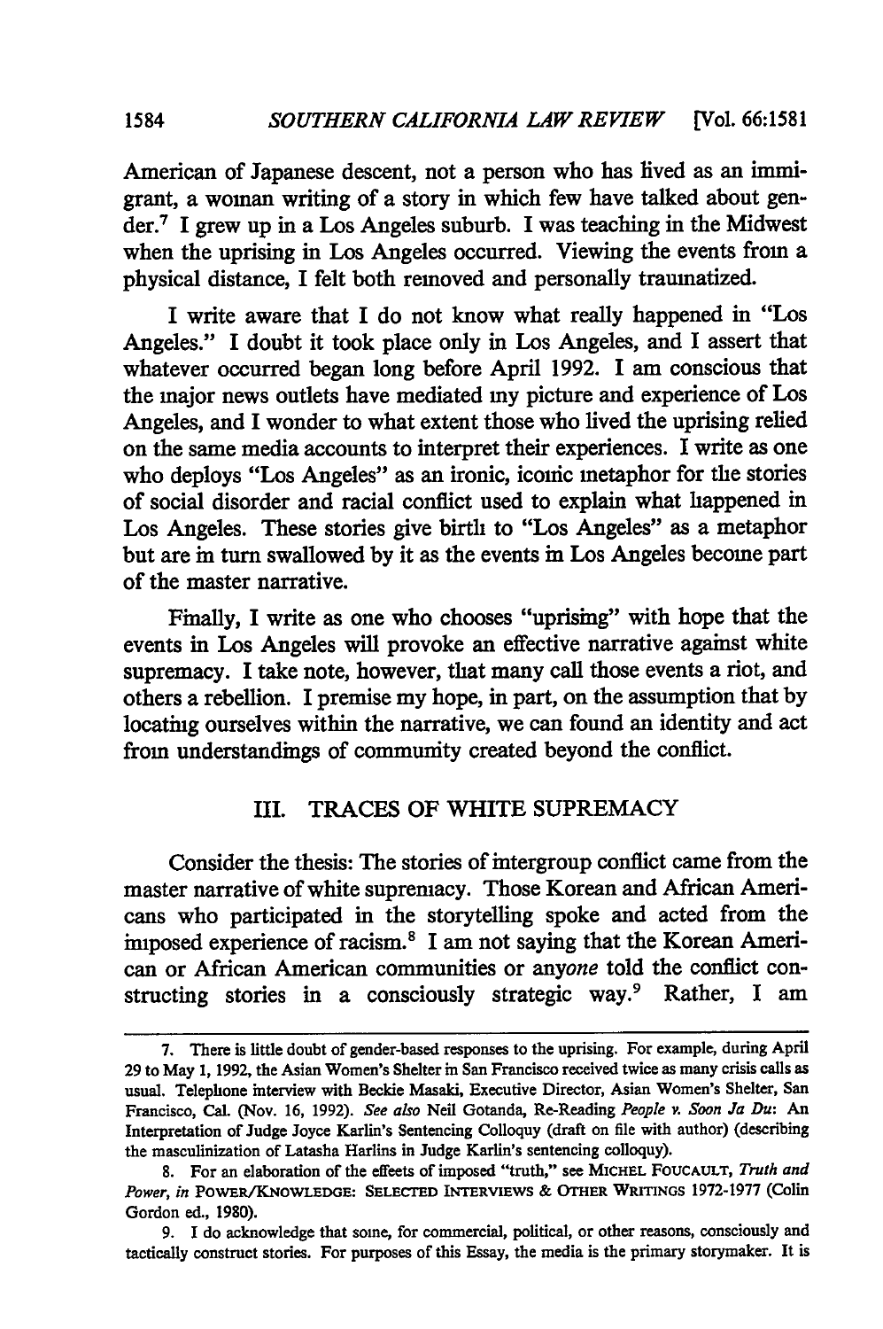American of Japanese descent, not a person who has lived as an immigrant, a woman writing of a story in which few have talked about gender.[7] I grew up in a Los Angeles suburb. I was teaching in the Midwest when the uprising in Los Angeles occurred. Viewing the events from a physical distance, I felt both removed and personally traumatized.

I write aware that I do not know what really happened in "Los Angeles." I doubt it took place only in Los Angeles, and I assert that whatever occurred began long before April 1992. I am conscious that the major news outlets have mediated my picture and experience of Los Angeles, and I wonder to what extent those who lived the uprising relied on the same media accounts to interpret their experiences. I write as one who deploys "Los Angeles" as an ironic, iconic metaphor for the stories of social disorder and racial conflict used to explain what happened in Los Angeles. These stories give birth to "Los Angeles" as a metaphor but are in turn swallowed by it as the events in Los Angeles become part of the master narrative.

Finally, I write as one who chooses "uprising" with hope that the events in Los Angeles will provoke an effective narrative against white supremacy. I take note, however, that many call those events a riot, and others a rebellion. I premise my hope, in part, on the assumption that by locating ourselves within the narrative, we can found an identity and act from understandings of community created beyond the conflict.

## III. TRACES OF WHITE SUPREMACY

Consider the thesis: The stories of intergroup conflict came from the master narrative of white supremacy. Those Korean and African Americans who participated in the storytelling spoke and acted from the imposed experience of racism.[8] I am not saying that the Korean American or African American communities or any*one* told the conflict constructing stories in a consciously strategic way.[9] Rather, I am

---

7. There is little doubt of gender-based responses to the uprising. For example, during April 29 to May 1, 1992, the Asian Women's Shelter in San Francisco received twice as many crisis calls as usual. Telephone interview with Beckie Masaki, Executive Director, Asian Women's Shelter, San Francisco, Cal. (Nov. 16, 1992). *See also* Neil Gotanda, Re-Reading *People v. Soon Ja Du*: An Interpretation of Judge Joyce Karlin's Sentencing Colloquy (draft on file with author) (describing the masculinization of Latasha Harlins in Judge Karlin's sentencing colloquy).

8. For an elaboration of the effects of imposed "truth," see MICHEL FOUCAULT, *Truth and Power*, *in* POWER/KNOWLEDGE: SELECTED INTERVIEWS & OTHER WRITINGS 1972-1977 (Colin Gordon ed., 1980).

9. I do acknowledge that some, for commercial, political, or other reasons, consciously and tactically construct stories. For purposes of this Essay, the media is the primary storymaker. It is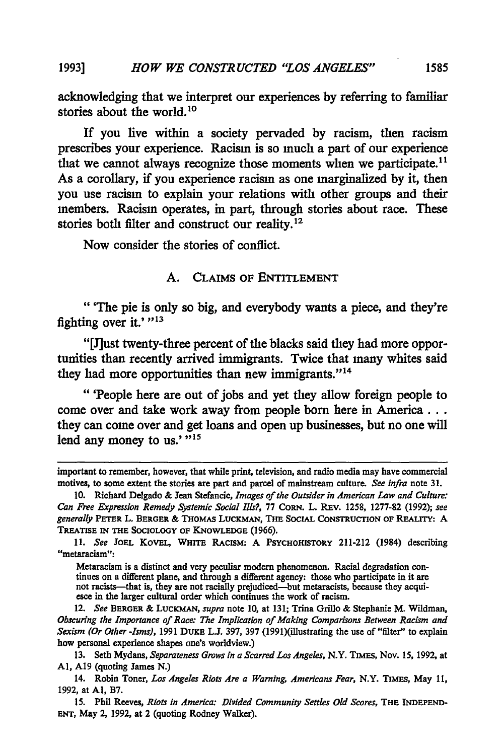acknowledging that we interpret our experiences by referring to familiar stories about the world.[10]

If you live within a society pervaded by racism, then racism prescribes your experience. Racism is so much a part of our experience that we cannot always recognize those moments when we participate.[11] As a corollary, if you experience racism as one marginalized by it, then you use racism to explain your relations with other groups and their members. Racism operates, in part, through stories about race. These stories both filter and construct our reality.[12]

Now consider the stories of conflict.

### A. Claims of Entitlement

" 'The pie is only so big, and everybody wants a piece, and they're fighting over it.' "[13]

"[J]ust twenty-three percent of the blacks said they had more opportunities than recently arrived immigrants. Twice that many whites said they had more opportunities than new immigrants."[14]

" 'People here are out of jobs and yet they allow foreign people to come over and take work away from people born here in America . . . they can come over and get loans and open up businesses, but no one will lend any money to us.' "[15]

---

important to remember, however, that while print, television, and radio media may have commercial motives, to some extent the stories are part and parcel of mainstream culture. *See infra* note 31.

10. Richard Delgado & Jean Stefancic, *Images of the Outsider in American Law and Culture: Can Free Expression Remedy Systemic Social Ills?*, 77 CORN. L. REV. 1258, 1277-82 (1992); *see generally* PETER L. BERGER & THOMAS LUCKMAN, THE SOCIAL CONSTRUCTION OF REALITY: A TREATISE IN THE SOCIOLOGY OF KNOWLEDGE (1966).

11. *See* JOEL KOVEL, WHITE RACISM: A PSYCHOHISTORY 211-212 (1984) describing "metaracism":

> Metaracism is a distinct and very peculiar modern phenomenon. Racial degradation continues on a different plane, and through a different agency: those who participate in it are not racists—that is, they are not racially prejudiced—but metaracists, because they acquiesce in the larger cultural order which continues the work of racism.

12. *See* BERGER & LUCKMAN, *supra* note 10, at 131; Trina Grillo & Stephanie M. Wildman, *Obscuring the Importance of Race: The Implication of Making Comparisons Between Racism and Sexism (Or Other -Isms)*, 1991 DUKE L.J. 397, 397 (1991)(illustrating the use of "filter" to explain how personal experience shapes one's worldview.)

13. Seth Mydans, *Separateness Grows in a Scarred Los Angeles*, N.Y. TIMES, Nov. 15, 1992, at A1, A19 (quoting James N.)

14. Robin Toner, *Los Angeles Riots Are a Warning, Americans Fear*, N.Y. TIMES, May 11, 1992, at A1, B7.

15. Phil Reeves, *Riots in America: Divided Community Settles Old Scores*, THE INDEPENDENT, May 2, 1992, at 2 (quoting Rodney Walker).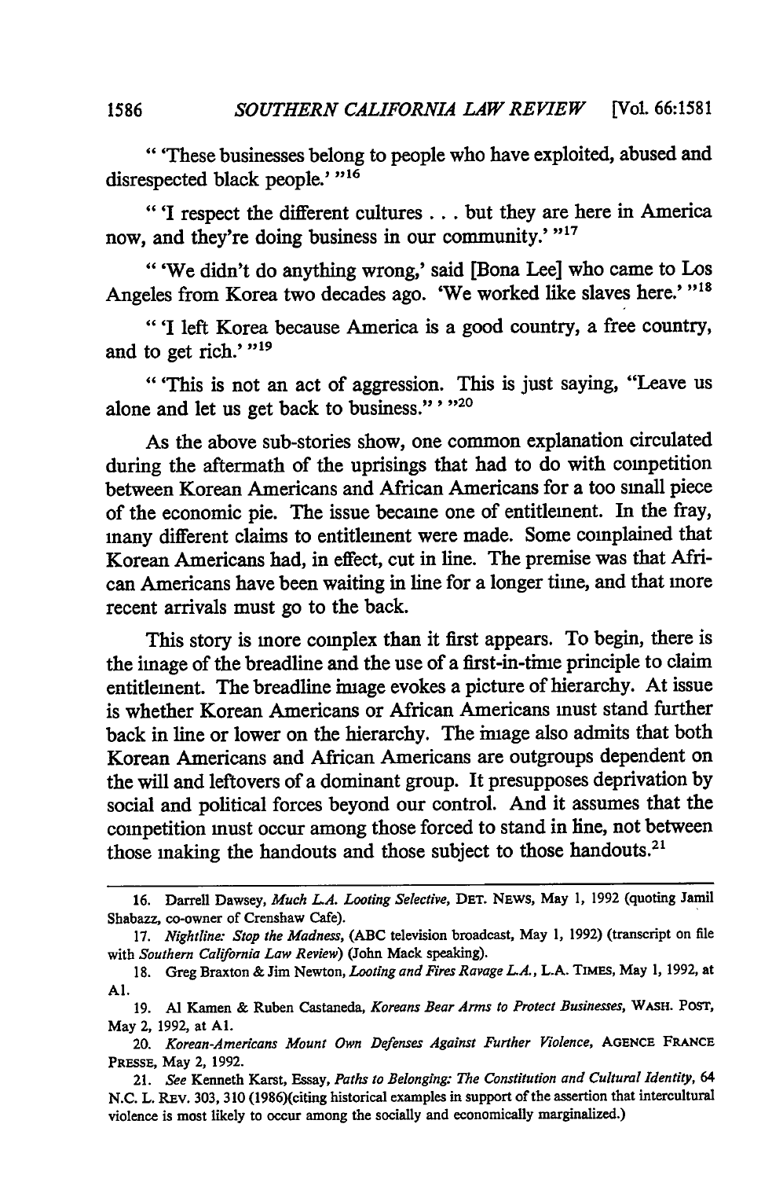" 'These businesses belong to people who have exploited, abused and disrespected black people.' "[16]

" 'I respect the different cultures . . . but they are here in America now, and they're doing business in our community.' "[17]

" 'We didn't do anything wrong,' said [Bona Lee] who came to Los Angeles from Korea two decades ago. 'We worked like slaves here.' "[18]

" 'I left Korea because America is a good country, a free country, and to get rich.' "[19]

" 'This is not an act of aggression. This is just saying, "Leave us alone and let us get back to business." ' "[20]

As the above sub-stories show, one common explanation circulated during the aftermath of the uprisings that had to do with competition between Korean Americans and African Americans for a too small piece of the economic pie. The issue became one of entitlement. In the fray, many different claims to entitlement were made. Some complained that Korean Americans had, in effect, cut in line. The premise was that African Americans have been waiting in line for a longer time, and that more recent arrivals must go to the back.

This story is more complex than it first appears. To begin, there is the image of the breadline and the use of a first-in-time principle to claim entitlement. The breadline image evokes a picture of hierarchy. At issue is whether Korean Americans or African Americans must stand further back in line or lower on the hierarchy. The image also admits that both Korean Americans and African Americans are outgroups dependent on the will and leftovers of a dominant group. It presupposes deprivation by social and political forces beyond our control. And it assumes that the competition must occur among those forced to stand in line, not between those making the handouts and those subject to those handouts.[21]

---

16. Darrell Dawsey, *Much L.A. Looting Selective*, DET. NEWS, May 1, 1992 (quoting Jamil Shabazz, co-owner of Crenshaw Cafe).

17. *Nightline: Stop the Madness*, (ABC television broadcast, May 1, 1992) (transcript on file with *Southern California Law Review*) (John Mack speaking).

18. Greg Braxton & Jim Newton, *Looting and Fires Ravage L.A.*, L.A. TIMES, May 1, 1992, at A1.

19. Al Kamen & Ruben Castaneda, *Koreans Bear Arms to Protect Businesses*, WASH. POST, May 2, 1992, at A1.

20. *Korean-Americans Mount Own Defenses Against Further Violence*, AGENCE FRANCE PRESSE, May 2, 1992.

21. *See* Kenneth Karst, Essay, *Paths to Belonging: The Constitution and Cultural Identity*, 64 N.C. L. REV. 303, 310 (1986)(citing historical examples in support of the assertion that intercultural violence is most likely to occur among the socially and economically marginalized.)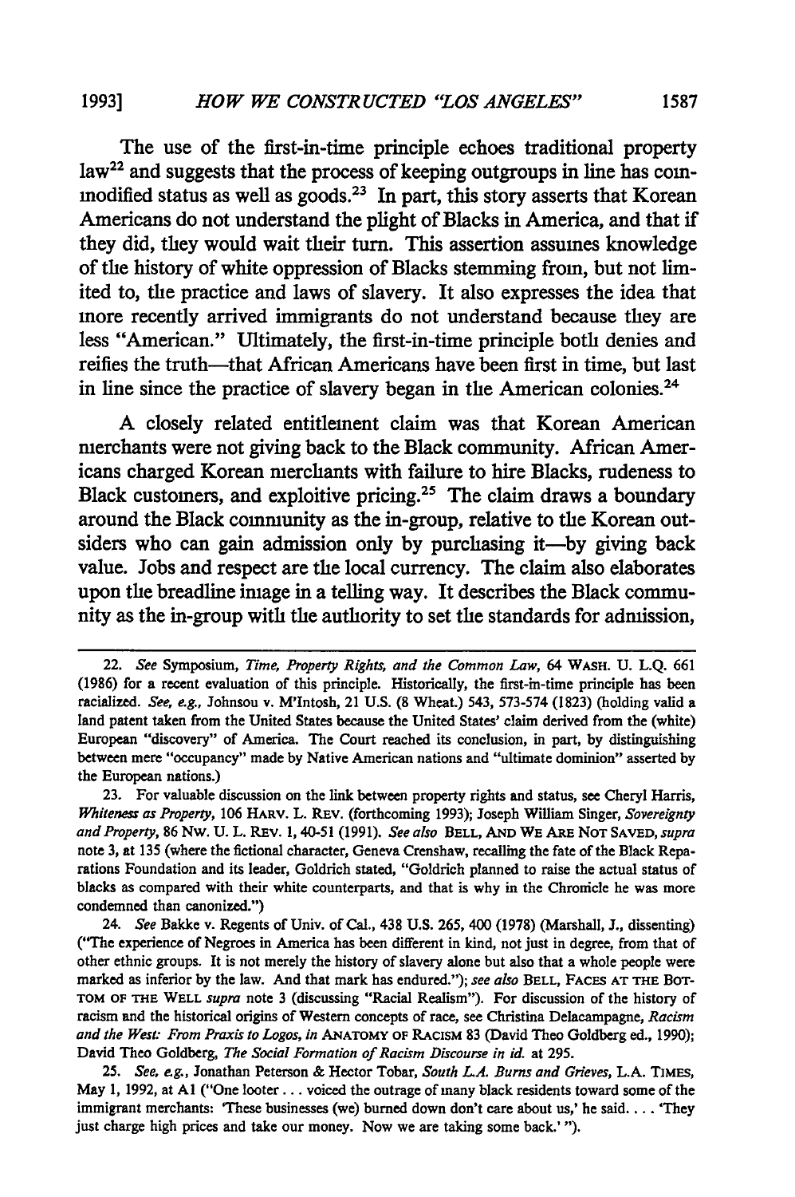The use of the first-in-time principle echoes traditional property law[22] and suggests that the process of keeping outgroups in line has commodified status as well as goods.[23] In part, this story asserts that Korean Americans do not understand the plight of Blacks in America, and that if they did, they would wait their turn. This assertion assumes knowledge of the history of white oppression of Blacks stemming from, but not limited to, the practice and laws of slavery. It also expresses the idea that more recently arrived immigrants do not understand because they are less "American." Ultimately, the first-in-time principle both denies and reifies the truth—that African Americans have been first in time, but last in line since the practice of slavery began in the American colonies.[24]

A closely related entitlement claim was that Korean American merchants were not giving back to the Black community. African Americans charged Korean merchants with failure to hire Blacks, rudeness to Black customers, and exploitive pricing.[25] The claim draws a boundary around the Black community as the in-group, relative to the Korean outsiders who can gain admission only by purchasing it—by giving back value. Jobs and respect are the local currency. The claim also elaborates upon the breadline image in a telling way. It describes the Black community as the in-group with the authority to set the standards for admission,

---

22. *See* Symposium, *Time, Property Rights, and the Common Law*, 64 WASH. U. L.Q. 661 (1986) for a recent evaluation of this principle. Historically, the first-in-time principle has been racialized. *See, e.g.*, Johnson v. M'Intosh, 21 U.S. (8 Wheat.) 543, 573-574 (1823) (holding valid a land patent taken from the United States because the United States' claim derived from the (white) European "discovery" of America. The Court reached its conclusion, in part, by distinguishing between mere "occupancy" made by Native American nations and "ultimate dominion" asserted by the European nations.)

23. For valuable discussion on the link between property rights and status, see Cheryl Harris, *Whiteness as Property*, 106 HARV. L. REV. (forthcoming 1993); Joseph William Singer, *Sovereignty and Property*, 86 NW. U. L. REV. 1, 40-51 (1991). *See also* BELL, AND WE ARE NOT SAVED, *supra* note 3, at 135 (where the fictional character, Geneva Crenshaw, recalling the fate of the Black Reparations Foundation and its leader, Goldrich stated, "Goldrich planned to raise the actual status of blacks as compared with their white counterparts, and that is why in the Chronicle he was more condemned than canonized.")

24. *See* Bakke v. Regents of Univ. of Cal., 438 U.S. 265, 400 (1978) (Marshall, J., dissenting) ("The experience of Negroes in America has been different in kind, not just in degree, from that of other ethnic groups. It is not merely the history of slavery alone but also that a whole people were marked as inferior by the law. And that mark has endured."); *see also* BELL, FACES AT THE BOTTOM OF THE WELL *supra* note 3 (discussing "Racial Realism"). For discussion of the history of racism and the historical origins of Western concepts of race, see Christina Delacampagne, *Racism and the West: From Praxis to Logos*, *in* ANATOMY OF RACISM 83 (David Theo Goldberg ed., 1990); David Theo Goldberg, *The Social Formation of Racism Discourse in id.* at 295.

25. *See, e.g.*, Jonathan Peterson & Hector Tobar, *South L.A. Burns and Grieves*, L.A. TIMES, May 1, 1992, at A1 ("One looter . . . voiced the outrage of many black residents toward some of the immigrant merchants: 'These businesses (we) burned down don't care about us,' he said. . . . 'They just charge high prices and take our money. Now we are taking some back.' ").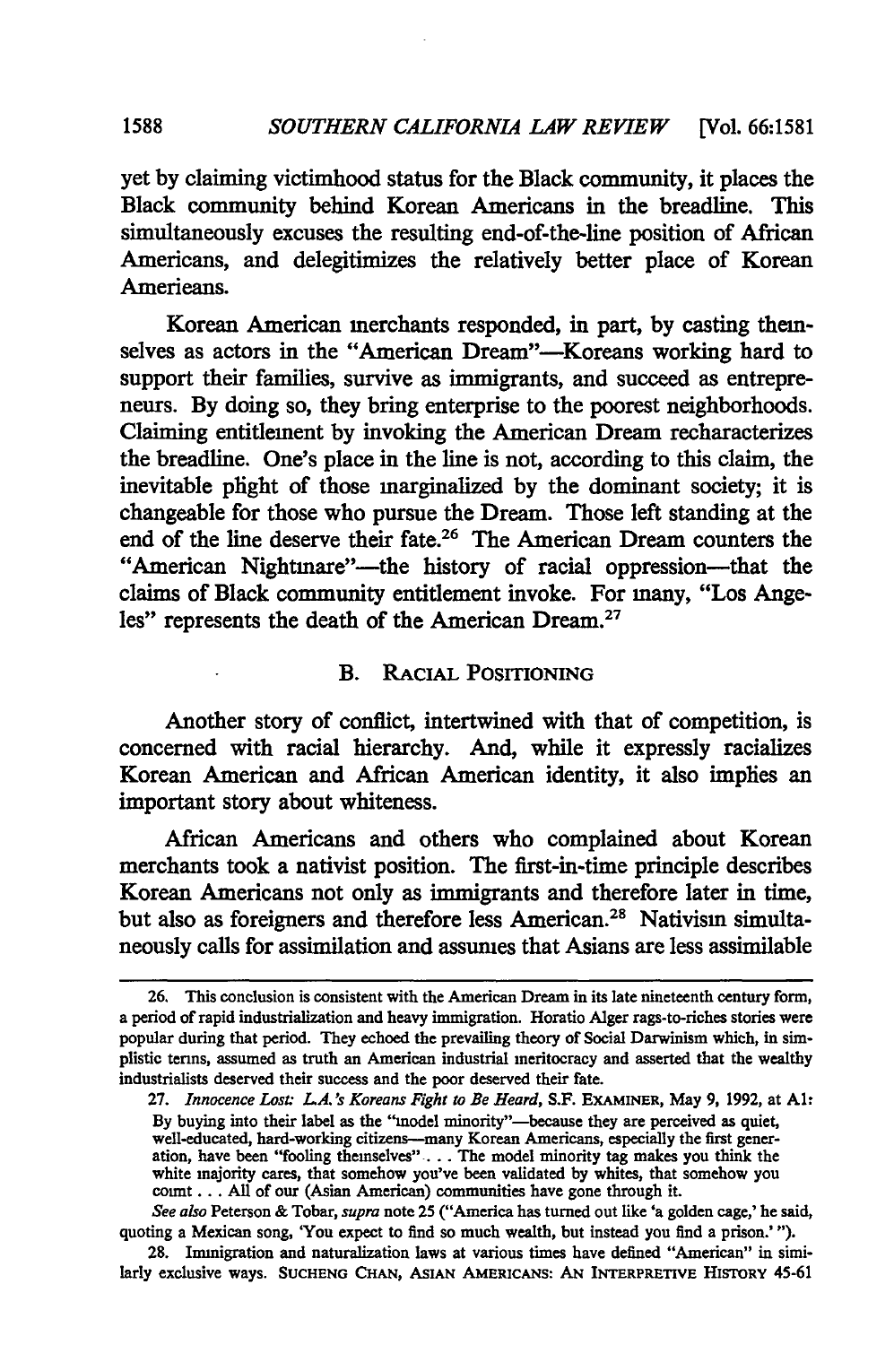yet by claiming victimhood status for the Black community, it places the Black community behind Korean Americans in the breadline. This simultaneously excuses the resulting end-of-the-line position of African Americans, and delegitimizes the relatively better place of Korean Americans.

Korean American merchants responded, in part, by casting themselves as actors in the "American Dream"—Koreans working hard to support their families, survive as immigrants, and succeed as entrepreneurs. By doing so, they bring enterprise to the poorest neighborhoods. Claiming entitlement by invoking the American Dream recharacterizes the breadline. One's place in the line is not, according to this claim, the inevitable plight of those marginalized by the dominant society; it is changeable for those who pursue the Dream. Those left standing at the end of the line deserve their fate.[26] The American Dream counters the "American Nightmare"—the history of racial oppression—that the claims of Black community entitlement invoke. For many, "Los Angeles" represents the death of the American Dream.[27]

### B. Racial Positioning

Another story of conflict, intertwined with that of competition, is concerned with racial hierarchy. And, while it expressly racializes Korean American and African American identity, it also implies an important story about whiteness.

African Americans and others who complained about Korean merchants took a nativist position. The first-in-time principle describes Korean Americans not only as immigrants and therefore later in time, but also as foreigners and therefore less American.[28] Nativism simultaneously calls for assimilation and assumes that Asians are less assimilable

---

26. This conclusion is consistent with the American Dream in its late nineteenth century form, a period of rapid industrialization and heavy immigration. Horatio Alger rags-to-riches stories were popular during that period. They echoed the prevailing theory of Social Darwinism which, in simplistic terms, assumed as truth an American industrial meritocracy and asserted that the wealthy industrialists deserved their success and the poor deserved their fate.

27. *Innocence Lost: L.A.'s Koreans Fight to Be Heard*, S.F. Examiner, May 9, 1992, at A1:

> By buying into their label as the "model minority"—because they are perceived as quiet, well-educated, hard-working citizens—many Korean Americans, especially the first generation, have been "fooling themselves" . . . The model minority tag makes you think the white majority cares, that somehow you've been validated by whites, that somehow you count . . . All of our (Asian American) communities have gone through it.

*See also* Peterson & Tobar, *supra* note 25 ("America has turned out like 'a golden cage,' he said, quoting a Mexican song, 'You expect to find so much wealth, but instead you find a prison.'").

28. Immigration and naturalization laws at various times have defined "American" in similarly exclusive ways. Sucheng Chan, Asian Americans: An Interpretive History 45-61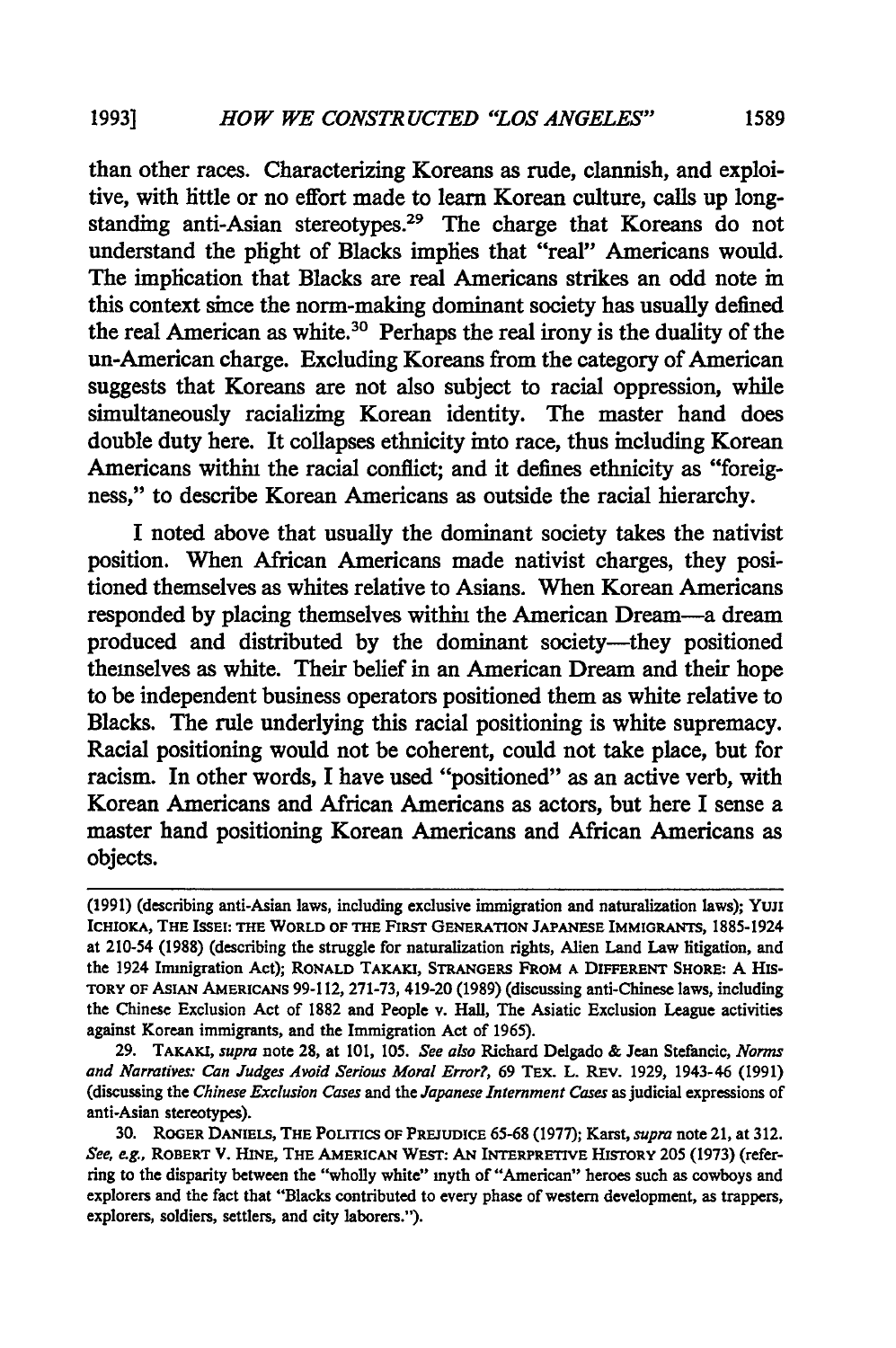than other races. Characterizing Koreans as rude, clannish, and exploitive, with little or no effort made to learn Korean culture, calls up longstanding anti-Asian stereotypes.[29] The charge that Koreans do not understand the plight of Blacks implies that "real" Americans would. The implication that Blacks are real Americans strikes an odd note in this context since the norm-making dominant society has usually defined the real American as white.[30] Perhaps the real irony is the duality of the un-American charge. Excluding Koreans from the category of American suggests that Koreans are not also subject to racial oppression, while simultaneously racializing Korean identity. The master hand does double duty here. It collapses ethnicity into race, thus including Korean Americans within the racial conflict; and it defines ethnicity as "foreignness," to describe Korean Americans as outside the racial hierarchy.

I noted above that usually the dominant society takes the nativist position. When African Americans made nativist charges, they positioned themselves as whites relative to Asians. When Korean Americans responded by placing themselves within the American Dream—a dream produced and distributed by the dominant society—they positioned themselves as white. Their belief in an American Dream and their hope to be independent business operators positioned them as white relative to Blacks. The rule underlying this racial positioning is white supremacy. Racial positioning would not be coherent, could not take place, but for racism. In other words, I have used "positioned" as an active verb, with Korean Americans and African Americans as actors, but here I sense a master hand positioning Korean Americans and African Americans as objects.

---

(1991) (describing anti-Asian laws, including exclusive immigration and naturalization laws); YUJI ICHIOKA, THE ISSEI: THE WORLD OF THE FIRST GENERATION JAPANESE IMMIGRANTS, 1885-1924 at 210-54 (1988) (describing the struggle for naturalization rights, Alien Land Law litigation, and the 1924 Immigration Act); RONALD TAKAKI, STRANGERS FROM A DIFFERENT SHORE: A HISTORY OF ASIAN AMERICANS 99-112, 271-73, 419-20 (1989) (discussing anti-Chinese laws, including the Chinese Exclusion Act of 1882 and People v. Hall, The Asiatic Exclusion League activities against Korean immigrants, and the Immigration Act of 1965).

29. TAKAKI, *supra* note 28, at 101, 105. *See also* Richard Delgado & Jean Stefancic, *Norms and Narratives: Can Judges Avoid Serious Moral Error?*, 69 TEX. L. REV. 1929, 1943-46 (1991) (discussing the *Chinese Exclusion Cases* and the *Japanese Internment Cases* as judicial expressions of anti-Asian stereotypes).

30. ROGER DANIELS, THE POLITICS OF PREJUDICE 65-68 (1977); Karst, *supra* note 21, at 312. *See, e.g.*, ROBERT V. HINE, THE AMERICAN WEST: AN INTERPRETIVE HISTORY 205 (1973) (referring to the disparity between the "wholly white" myth of "American" heroes such as cowboys and explorers and the fact that "Blacks contributed to every phase of western development, as trappers, explorers, soldiers, settlers, and city laborers.").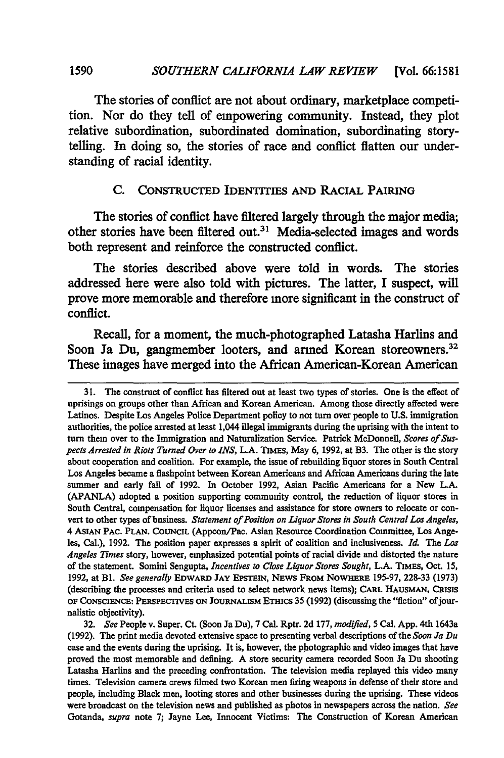The stories of conflict are not about ordinary, marketplace competition. Nor do they tell of empowering community. Instead, they plot relative subordination, subordinated domination, subordinating storytelling. In doing so, the stories of race and conflict flatten our understanding of racial identity.

### C. Constructed Identities and Racial Pairing

The stories of conflict have filtered largely through the major media; other stories have been filtered out.[31] Media-selected images and words both represent and reinforce the constructed conflict.

The stories described above were told in words. The stories addressed here were also told with pictures. The latter, I suspect, will prove more memorable and therefore more significant in the construct of conflict.

Recall, for a moment, the much-photographed Latasha Harlins and Soon Ja Du, gangmember looters, and armed Korean storeowners.[32] These images have merged into the African American-Korean American

---

31. The construct of conflict has filtered out at least two types of stories. One is the effect of uprisings on groups other than African and Korean American. Among those directly affected were Latinos. Despite Los Angeles Police Department policy to not turn over people to U.S. immigration authorities, the police arrested at least 1,044 illegal immigrants during the uprising with the intent to turn them over to the Immigration and Naturalization Service. Patrick McDonnell, *Scores of Suspects Arrested in Riots Turned Over to INS*, L.A. Times, May 6, 1992, at B3. The other is the story about cooperation and coalition. For example, the issue of rebuilding liquor stores in South Central Los Angeles became a flashpoint between Korean Americans and African Americans during the late summer and early fall of 1992. In October 1992, Asian Pacific Americans for a New L.A. (APANLA) adopted a position supporting community control, the reduction of liquor stores in South Central, compensation for liquor licenses and assistance for store owners to relocate or convert to other types of business. *Statement of Position on Liquor Stores in South Central Los Angeles*, 4 Asian Pac. Plan. Council (Appcon/Pac. Asian Resource Coordination Committee, Los Angeles, Cal.), 1992. The position paper expresses a spirit of coalition and inclusiveness. *Id.* The *Los Angeles Times* story, however, emphasized potential points of racial divide and distorted the nature of the statement. Somini Sengupta, *Incentives to Close Liquor Stores Sought*, L.A. Times, Oct. 15, 1992, at B1. *See generally* Edward Jay Epstein, News From Nowhere 195-97, 228-33 (1973) (describing the processes and criteria used to select network news items); Carl Hausman, Crisis of Conscience: Perspectives on Journalism Ethics 35 (1992) (discussing the "fiction" of journalistic objectivity).

32. *See* People v. Super. Ct. (Soon Ja Du), 7 Cal. Rptr. 2d 177, *modified*, 5 Cal. App. 4th 1643a (1992). The print media devoted extensive space to presenting verbal descriptions of the *Soon Ja Du* case and the events during the uprising. It is, however, the photographic and video images that have proved the most memorable and defining. A store security camera recorded Soon Ja Du shooting Latasha Harlins and the preceding confrontation. The television media replayed this video many times. Television camera crews filmed two Korean men firing weapons in defense of their store and people, including Black men, looting stores and other businesses during the uprising. These videos were broadcast on the television news and published as photos in newspapers across the nation. *See* Gotanda, *supra* note 7; Jayne Lee, Innocent Victims: The Construction of Korean American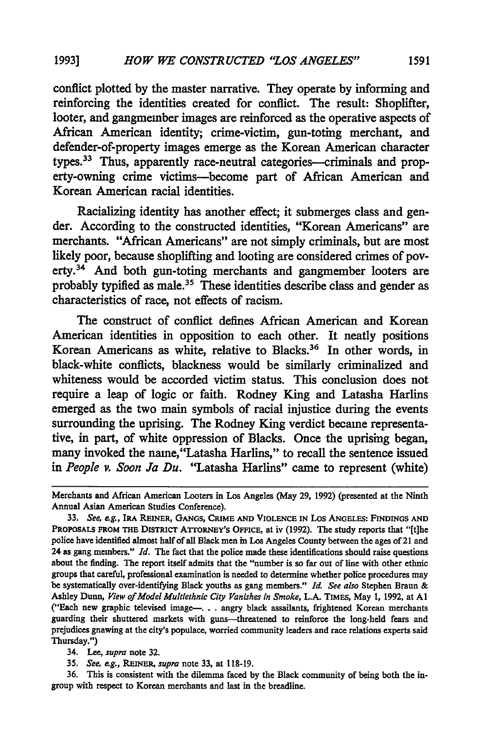conflict plotted by the master narrative. They operate by informing and reinforcing the identities created for conflict. The result: Shoplifter, looter, and gangmember images are reinforced as the operative aspects of African American identity; crime-victim, gun-toting merchant, and defender-of-property images emerge as the Korean American character types.[33] Thus, apparently race-neutral categories—criminals and property-owning crime victims—become part of African American and Korean American racial identities.

Racializing identity has another effect; it submerges class and gender. According to the constructed identities, "Korean Americans" are merchants. "African Americans" are not simply criminals, but are most likely poor, because shoplifting and looting are considered crimes of poverty.[34] And both gun-toting merchants and gangmember looters are probably typified as male.[35] These identities describe class and gender as characteristics of race, not effects of racism.

The construct of conflict defines African American and Korean American identities in opposition to each other. It neatly positions Korean Americans as white, relative to Blacks.[36] In other words, in black-white conflicts, blackness would be similarly criminalized and whiteness would be accorded victim status. This conclusion does not require a leap of logic or faith. Rodney King and Latasha Harlins emerged as the two main symbols of racial injustice during the events surrounding the uprising. The Rodney King verdict became representative, in part, of white oppression of Blacks. Once the uprising began, many invoked the name, "Latasha Harlins," to recall the sentence issued in *People v. Soon Ja Du*. "Latasha Harlins" came to represent (white)

---

Merchants and African American Looters in Los Angeles (May 29, 1992) (presented at the Ninth Annual Asian American Studies Conference).

33. *See, e.g.*, IRA REINER, GANGS, CRIME AND VIOLENCE IN LOS ANGELES: FINDINGS AND PROPOSALS FROM THE DISTRICT ATTORNEY'S OFFICE, at iv (1992). The study reports that "[t]he police have identified almost half of all Black men in Los Angeles County between the ages of 21 and 24 as gang members." *Id.* The fact that the police made these identifications should raise questions about the finding. The report itself admits that the "number is so far out of line with other ethnic groups that careful, professional examination is needed to determine whether police procedures may be systematically over-identifying Black youths as gang members." *Id.* *See also* Stephen Braun & Ashley Dunn, *View of Model Multiethnic City Vanishes in Smoke*, L.A. TIMES, May 1, 1992, at A1 ("Each new graphic televised image— . . . angry black assailants, frightened Korean merchants guarding their shuttered markets with guns—threatened to reinforce the long-held fears and prejudices gnawing at the city's populace, worried community leaders and race relations experts said Thursday.")

34. Lee, *supra* note 32.

35. *See, e.g.*, REINER, *supra* note 33, at 118-19.

36. This is consistent with the dilemma faced by the Black community of being both the in-group with respect to Korean merchants and last in the breadline.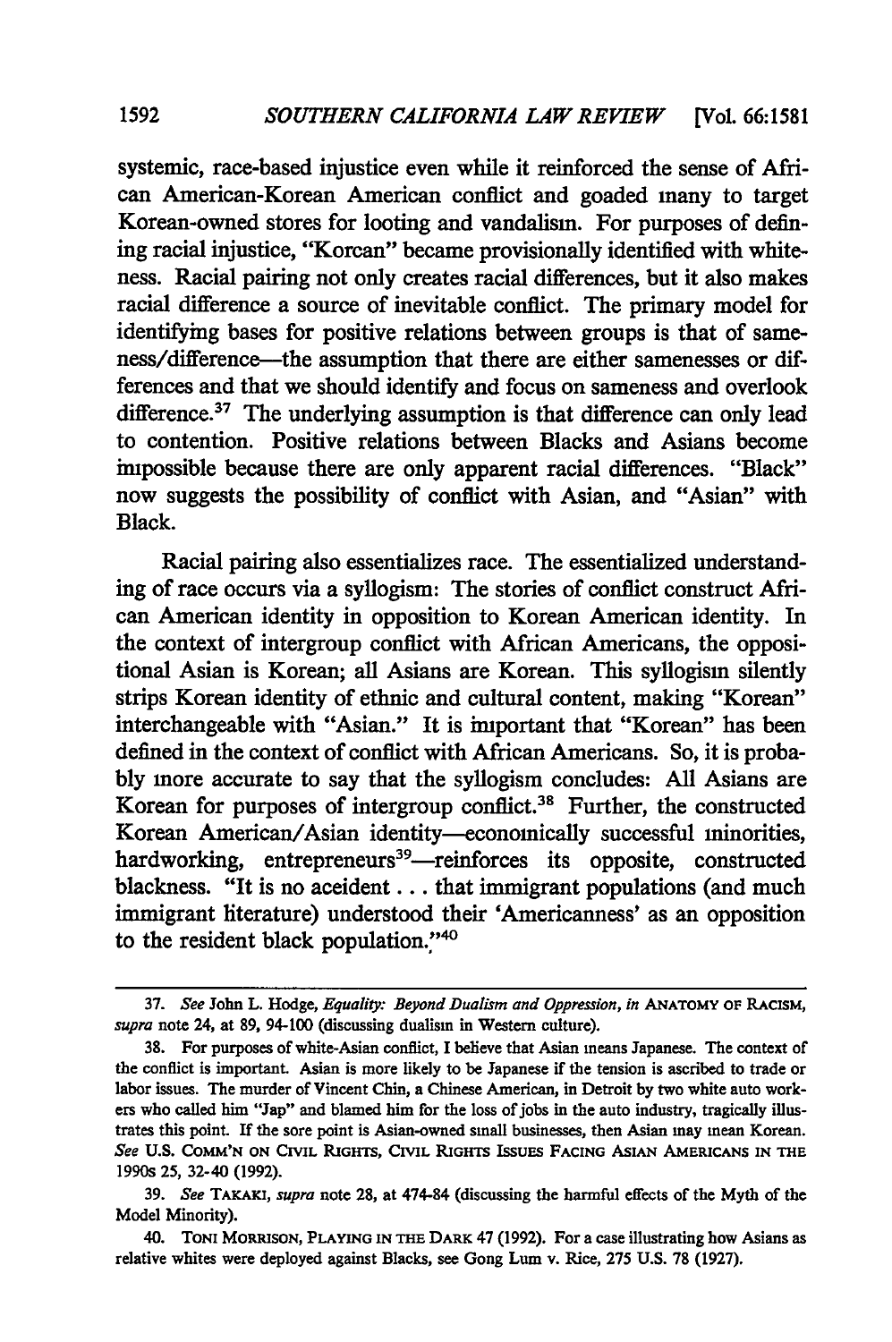systemic, race-based injustice even while it reinforced the sense of African American-Korean American conflict and goaded many to target Korean-owned stores for looting and vandalism. For purposes of defining racial injustice, "Korean" became provisionally identified with whiteness. Racial pairing not only creates racial differences, but it also makes racial difference a source of inevitable conflict. The primary model for identifying bases for positive relations between groups is that of sameness/difference—the assumption that there are either samenesses or differences and that we should identify and focus on sameness and overlook difference.[37] The underlying assumption is that difference can only lead to contention. Positive relations between Blacks and Asians become impossible because there are only apparent racial differences. "Black" now suggests the possibility of conflict with Asian, and "Asian" with Black.

Racial pairing also essentializes race. The essentialized understanding of race occurs via a syllogism: The stories of conflict construct African American identity in opposition to Korean American identity. In the context of intergroup conflict with African Americans, the oppositional Asian is Korean; all Asians are Korean. This syllogism silently strips Korean identity of ethnic and cultural content, making "Korean" interchangeable with "Asian." It is important that "Korean" has been defined in the context of conflict with African Americans. So, it is probably more accurate to say that the syllogism concludes: All Asians are Korean for purposes of intergroup conflict.[38] Further, the constructed Korean American/Asian identity—economically successful minorities, hardworking, entrepreneurs[39]—reinforces its opposite, constructed blackness. "It is no accident . . . that immigrant populations (and much immigrant literature) understood their 'Americanness' as an opposition to the resident black population."[40]

---

37. *See* John L. Hodge, *Equality: Beyond Dualism and Oppression*, *in* ANATOMY OF RACISM, *supra* note 24, at 89, 94-100 (discussing dualism in Western culture).

38. For purposes of white-Asian conflict, I believe that Asian means Japanese. The context of the conflict is important. Asian is more likely to be Japanese if the tension is ascribed to trade or labor issues. The murder of Vincent Chin, a Chinese American, in Detroit by two white auto workers who called him "Jap" and blamed him for the loss of jobs in the auto industry, tragically illustrates this point. If the sore point is Asian-owned small businesses, then Asian may mean Korean. *See* U.S. COMM'N ON CIVIL RIGHTS, CIVIL RIGHTS ISSUES FACING ASIAN AMERICANS IN THE 1990s 25, 32-40 (1992).

39. *See* TAKAKI, *supra* note 28, at 474-84 (discussing the harmful effects of the Myth of the Model Minority).

40. TONI MORRISON, PLAYING IN THE DARK 47 (1992). For a case illustrating how Asians as relative whites were deployed against Blacks, see Gong Lum v. Rice, 275 U.S. 78 (1927).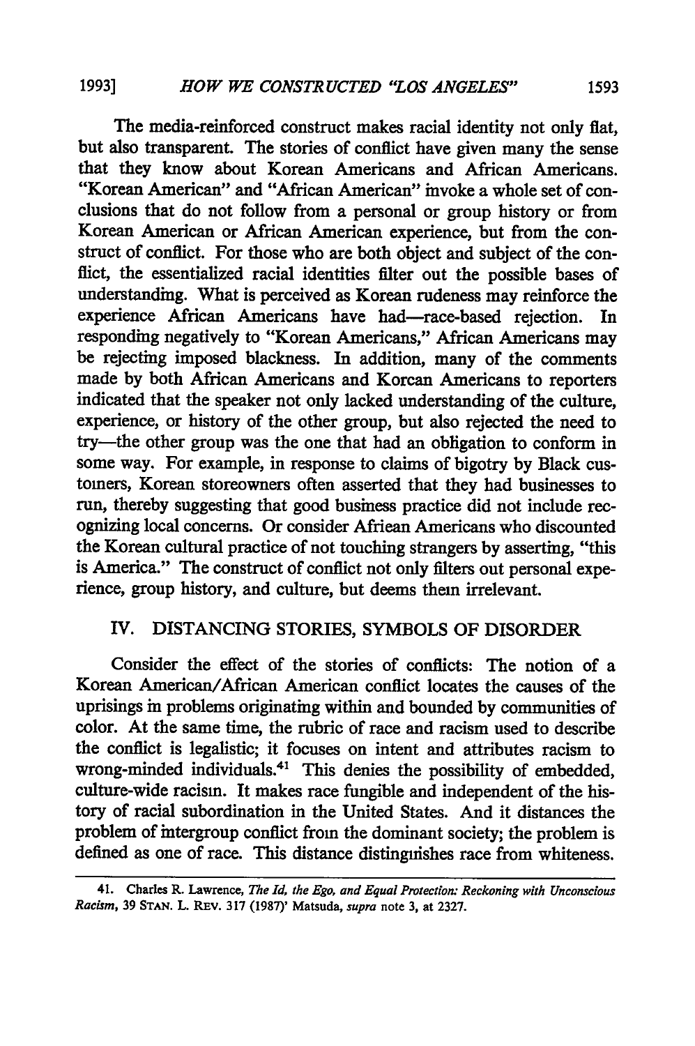The media-reinforced construct makes racial identity not only flat, but also transparent. The stories of conflict have given many the sense that they know about Korean Americans and African Americans. "Korean American" and "African American" invoke a whole set of conclusions that do not follow from a personal or group history or from Korean American or African American experience, but from the construct of conflict. For those who are both object and subject of the conflict, the essentialized racial identities filter out the possible bases of understanding. What is perceived as Korean rudeness may reinforce the experience African Americans have had—race-based rejection. In responding negatively to "Korean Americans," African Americans may be rejecting imposed blackness. In addition, many of the comments made by both African Americans and Korcan Americans to reporters indicated that the speaker not only lacked understanding of the culture, experience, or history of the other group, but also rejected the need to try—the other group was the one that had an obligation to conform in some way. For example, in response to claims of bigotry by Black customers, Korean storeowners often asserted that they had businesses to run, thereby suggesting that good business practice did not include recognizing local concerns. Or consider Afriean Americans who discounted the Korean cultural practice of not touching strangers by asserting, "this is America." The construct of conflict not only filters out personal experience, group history, and culture, but deems them irrelevant.

## IV. DISTANCING STORIES, SYMBOLS OF DISORDER

Consider the effect of the stories of conflicts: The notion of a Korean American/African American conflict locates the causes of the uprisings in problems originating within and bounded by communities of color. At the same time, the rubric of race and racism used to describe the conflict is legalistic; it focuses on intent and attributes racism to wrong-minded individuals.[41] This denies the possibility of embedded, culture-wide racism. It makes race fungible and independent of the history of racial subordination in the United States. And it distances the problem of intergroup conflict from the dominant society; the problem is defined as one of race. This distance distinguishes race from whiteness.

---

41. Charles R. Lawrence, *The Id, the Ego, and Equal Protection: Reckoning with Unconscious Racism*, 39 STAN. L. REV. 317 (1987)' Matsuda, *supra* note 3, at 2327.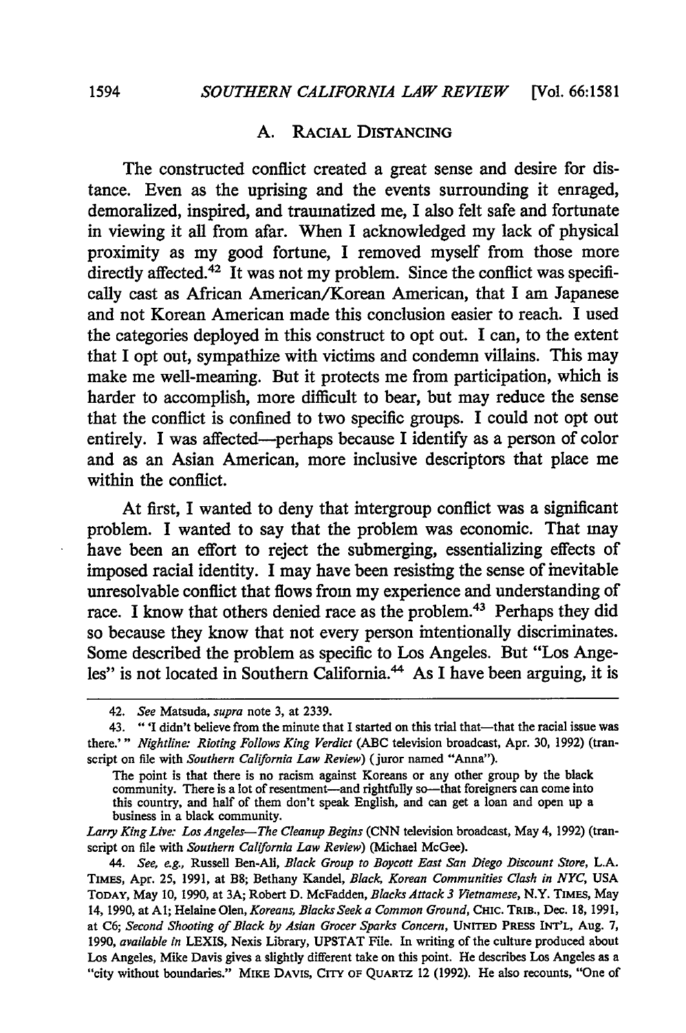### A. Racial Distancing

The constructed conflict created a great sense and desire for distance. Even as the uprising and the events surrounding it enraged, demoralized, inspired, and traumatized me, I also felt safe and fortunate in viewing it all from afar. When I acknowledged my lack of physical proximity as my good fortune, I removed myself from those more directly affected.[42] It was not my problem. Since the conflict was specifically cast as African American/Korean American, that I am Japanese and not Korean American made this conclusion easier to reach. I used the categories deployed in this construct to opt out. I can, to the extent that I opt out, sympathize with victims and condemn villains. This may make me well-meaning. But it protects me from participation, which is harder to accomplish, more difficult to bear, but may reduce the sense that the conflict is confined to two specific groups. I could not opt out entirely. I was affected—perhaps because I identify as a person of color and as an Asian American, more inclusive descriptors that place me within the conflict.

At first, I wanted to deny that intergroup conflict was a significant problem. I wanted to say that the problem was economic. That may have been an effort to reject the submerging, essentializing effects of imposed racial identity. I may have been resisting the sense of inevitable unresolvable conflict that flows from my experience and understanding of race. I know that others denied race as the problem.[43] Perhaps they did so because they know that not every person intentionally discriminates. Some described the problem as specific to Los Angeles. But "Los Angeles" is not located in Southern California.[44] As I have been arguing, it is

---

42. *See* Matsuda, *supra* note 3, at 2339.

43. "'I didn't believe from the minute that I started on this trial that—that the racial issue was there.'" *Nightline: Rioting Follows King Verdict* (ABC television broadcast, Apr. 30, 1992) (transcript on file with *Southern California Law Review*) (juror named "Anna").

> The point is that there is no racism against Koreans or any other group by the black community. There is a lot of resentment—and rightfully so—that foreigners can come into this country, and half of them don't speak English, and can get a loan and open up a business in a black community.

*Larry King Live: Los Angeles—The Cleanup Begins* (CNN television broadcast, May 4, 1992) (transcript on file with *Southern California Law Review*) (Michael McGee).

44. *See, e.g.*, Russell Ben-Ali, *Black Group to Boycott East San Diego Discount Store*, L.A. Times, Apr. 25, 1991, at B8; Bethany Kandel, *Black, Korean Communities Clash in NYC*, USA Today, May 10, 1990, at 3A; Robert D. McFadden, *Blacks Attack 3 Vietnamese*, N.Y. Times, May 14, 1990, at A1; Helaine Olen, *Koreans, Blacks Seek a Common Ground*, Chic. Trib., Dec. 18, 1991, at C6; *Second Shooting of Black by Asian Grocer Sparks Concern*, United Press Int'l, Aug. 7, 1990, *available in* LEXIS, Nexis Library, UPSTAT File. In writing of the culture produced about Los Angeles, Mike Davis gives a slightly different take on this point. He describes Los Angeles as a "city without boundaries." Mike Davis, City of Quartz 12 (1992). He also recounts, "One of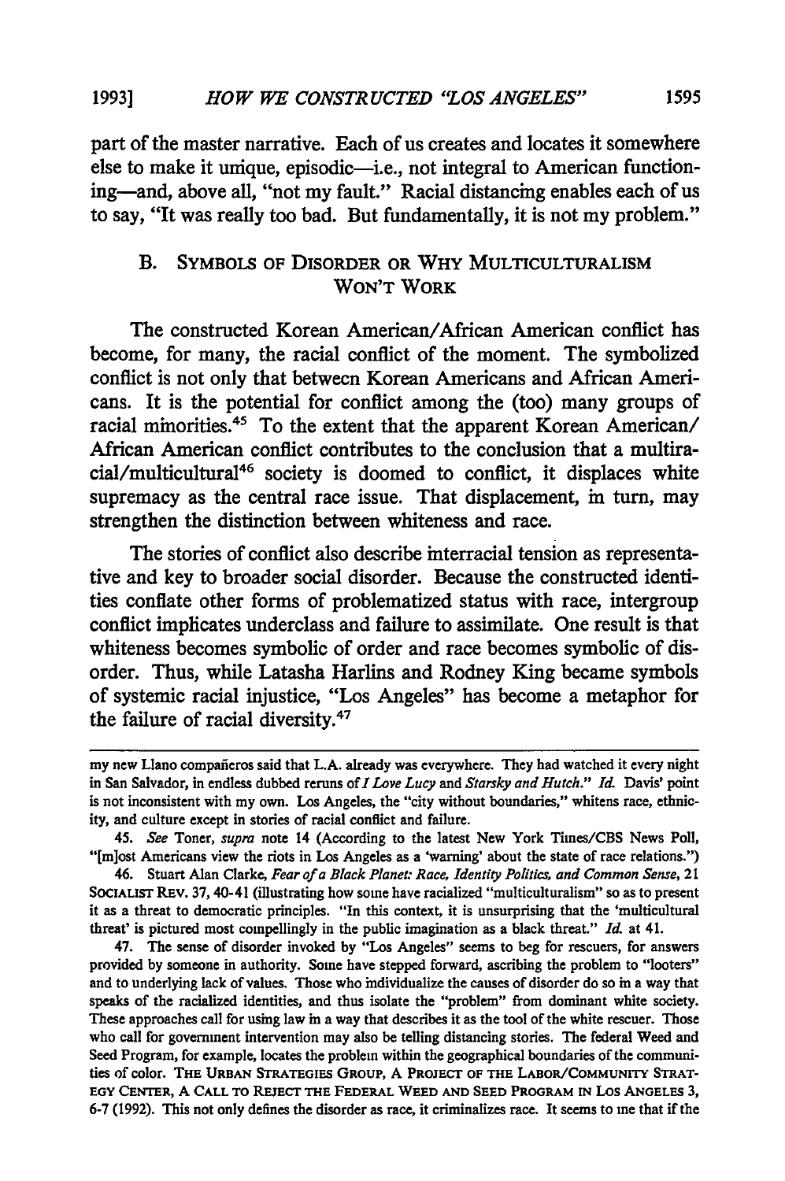part of the master narrative. Each of us creates and locates it somewhere else to make it unique, episodic—i.e., not integral to American functioning—and, above all, "not my fault." Racial distancing enables each of us to say, "It was really too bad. But fundamentally, it is not my problem."

### B. Symbols of Disorder or Why Multiculturalism Won't Work

The constructed Korean American/African American conflict has become, for many, the racial conflict of the moment. The symbolized conflict is not only that between Korean Americans and African Americans. It is the potential for conflict among the (too) many groups of racial minorities.[45] To the extent that the apparent Korean American/African American conflict contributes to the conclusion that a multiracial/multicultural[46] society is doomed to conflict, it displaces white supremacy as the central race issue. That displacement, in turn, may strengthen the distinction between whiteness and race.

The stories of conflict also describe interracial tension as representative and key to broader social disorder. Because the constructed identities conflate other forms of problematized status with race, intergroup conflict implicates underclass and failure to assimilate. One result is that whiteness becomes symbolic of order and race becomes symbolic of disorder. Thus, while Latasha Harlins and Rodney King became symbols of systemic racial injustice, "Los Angeles" has become a metaphor for the failure of racial diversity.[47]

---

my new Llano compañeros said that L.A. already was everywhere. They had watched it every night in San Salvador, in endless dubbed reruns of *I Love Lucy* and *Starsky and Hutch*." *Id.* Davis' point is not inconsistent with my own. Los Angeles, the "city without boundaries," whitens race, ethnicity, and culture except in stories of racial conflict and failure.

45. *See* Toner, *supra* note 14 (According to the latest New York Times/CBS News Poll, "[m]ost Americans view the riots in Los Angeles as a 'warning' about the state of race relations.")

46. Stuart Alan Clarke, *Fear of a Black Planet: Race, Identity Politics, and Common Sense*, 21 SOCIALIST REV. 37, 40-41 (illustrating how some have racialized "multiculturalism" so as to present it as a threat to democratic principles. "In this context, it is unsurprising that the 'multicultural threat' is pictured most compellingly in the public imagination as a black threat." *Id.* at 41.

47. The sense of disorder invoked by "Los Angeles" seems to beg for rescuers, for answers provided by someone in authority. Some have stepped forward, ascribing the problem to "looters" and to underlying lack of values. Those who individualize the causes of disorder do so in a way that speaks of the racialized identities, and thus isolate the "problem" from dominant white society. These approaches call for using law in a way that describes it as the tool of the white rescuer. Those who call for government intervention may also be telling distancing stories. The federal Weed and Seed Program, for example, locates the problem within the geographical boundaries of the communities of color. THE URBAN STRATEGIES GROUP, A PROJECT OF THE LABOR/COMMUNITY STRATEGY CENTER, A CALL TO REJECT THE FEDERAL WEED AND SEED PROGRAM IN LOS ANGELES 3, 6-7 (1992). This not only defines the disorder as race, it criminalizes race. It seems to me that if the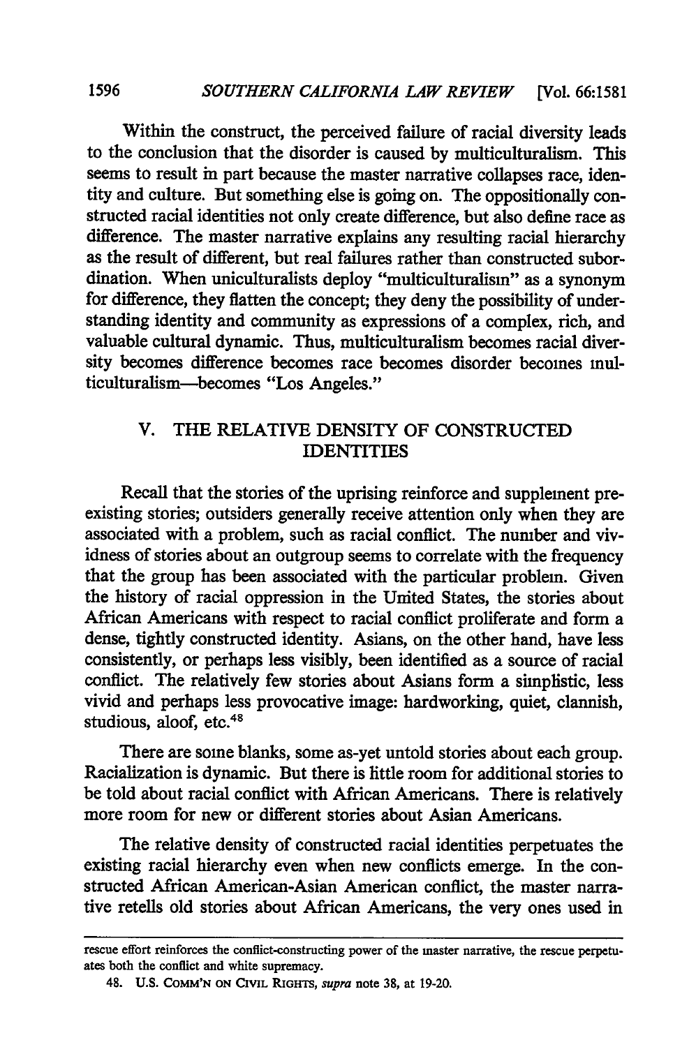Within the construct, the perceived failure of racial diversity leads to the conclusion that the disorder is caused by multiculturalism. This seems to result in part because the master narrative collapses race, identity and culture. But something else is going on. The oppositionally constructed racial identities not only create difference, but also define race as difference. The master narrative explains any resulting racial hierarchy as the result of different, but real failures rather than constructed subordination. When uniculturalists deploy "multiculturalism" as a synonym for difference, they flatten the concept; they deny the possibility of understanding identity and community as expressions of a complex, rich, and valuable cultural dynamic. Thus, multiculturalism becomes racial diversity becomes difference becomes race becomes disorder becomes multiculturalism—becomes "Los Angeles."

## V. THE RELATIVE DENSITY OF CONSTRUCTED IDENTITIES

Recall that the stories of the uprising reinforce and supplement preexisting stories; outsiders generally receive attention only when they are associated with a problem, such as racial conflict. The number and vividness of stories about an outgroup seems to correlate with the frequency that the group has been associated with the particular problem. Given the history of racial oppression in the United States, the stories about African Americans with respect to racial conflict proliferate and form a dense, tightly constructed identity. Asians, on the other hand, have less consistently, or perhaps less visibly, been identified as a source of racial conflict. The relatively few stories about Asians form a simplistic, less vivid and perhaps less provocative image: hardworking, quiet, clannish, studious, aloof, etc.[48]

There are some blanks, some as-yet untold stories about each group. Racialization is dynamic. But there is little room for additional stories to be told about racial conflict with African Americans. There is relatively more room for new or different stories about Asian Americans.

The relative density of constructed racial identities perpetuates the existing racial hierarchy even when new conflicts emerge. In the constructed African American-Asian American conflict, the master narrative retells old stories about African Americans, the very ones used in

---

rescue effort reinforces the conflict-constructing power of the master narrative, the rescue perpetuates both the conflict and white supremacy.

48. U.S. COMM'N ON CIVIL RIGHTS, *supra* note 38, at 19-20.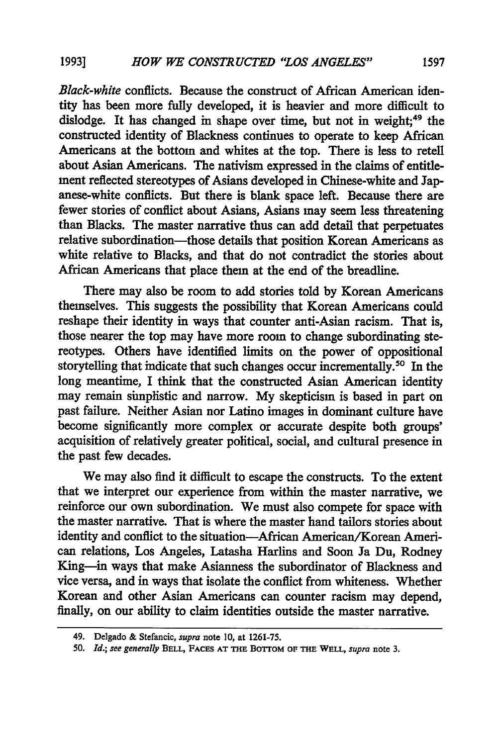*Black-white* conflicts. Because the construct of African American identity has been more fully developed, it is heavier and more difficult to dislodge. It has changed in shape over time, but not in weight;[49] the constructed identity of Blackness continues to operate to keep African Americans at the bottom and whites at the top. There is less to retell about Asian Americans. The nativism expressed in the claims of entitlement reflected stereotypes of Asians developed in Chinese-white and Japanese-white conflicts. But there is blank space left. Because there are fewer stories of conflict about Asians, Asians may seem less threatening than Blacks. The master narrative thus can add detail that perpetuates relative subordination—those details that position Korean Americans as white relative to Blacks, and that do not contradict the stories about African Americans that place them at the end of the breadline.

There may also be room to add stories told by Korean Americans themselves. This suggests the possibility that Korean Americans could reshape their identity in ways that counter anti-Asian racism. That is, those nearer the top may have more room to change subordinating stereotypes. Others have identified limits on the power of oppositional storytelling that indicate that such changes occur incrementally.[50] In the long meantime, I think that the constructed Asian American identity may remain simplistic and narrow. My skepticism is based in part on past failure. Neither Asian nor Latino images in dominant culture have become significantly more complex or accurate despite both groups' acquisition of relatively greater political, social, and cultural presence in the past few decades.

We may also find it difficult to escape the constructs. To the extent that we interpret our experience from within the master narrative, we reinforce our own subordination. We must also compete for space with the master narrative. That is where the master hand tailors stories about identity and conflict to the situation—African American/Korean American relations, Los Angeles, Latasha Harlins and Soon Ja Du, Rodney King—in ways that make Asianness the subordinator of Blackness and vice versa, and in ways that isolate the conflict from whiteness. Whether Korean and other Asian Americans can counter racism may depend, finally, on our ability to claim identities outside the master narrative.

---

49. Delgado & Stefancic, *supra* note 10, at 1261-75.

50. *Id.*; *see generally* BELL, FACES AT THE BOTTOM OF THE WELL, *supra* note 3.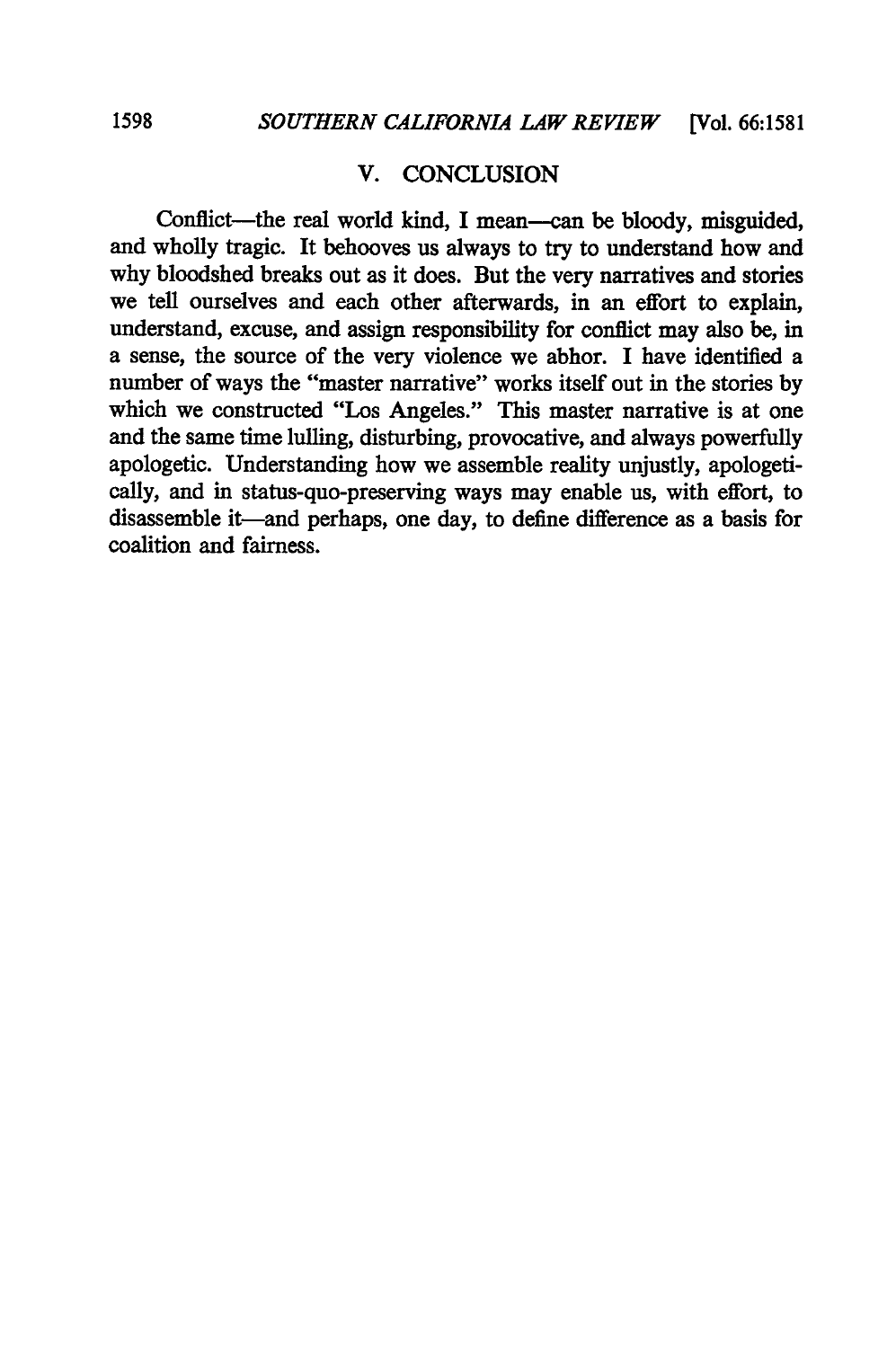## V. CONCLUSION

Conflict—the real world kind, I mean—can be bloody, misguided, and wholly tragic. It behooves us always to try to understand how and why bloodshed breaks out as it does. But the very narratives and stories we tell ourselves and each other afterwards, in an effort to explain, understand, excuse, and assign responsibility for conflict may also be, in a sense, the source of the very violence we abhor. I have identified a number of ways the "master narrative" works itself out in the stories by which we constructed "Los Angeles." This master narrative is at one and the same time lulling, disturbing, provocative, and always powerfully apologetic. Understanding how we assemble reality unjustly, apologetically, and in status-quo-preserving ways may enable us, with effort, to disassemble it—and perhaps, one day, to define difference as a basis for coalition and fairness.